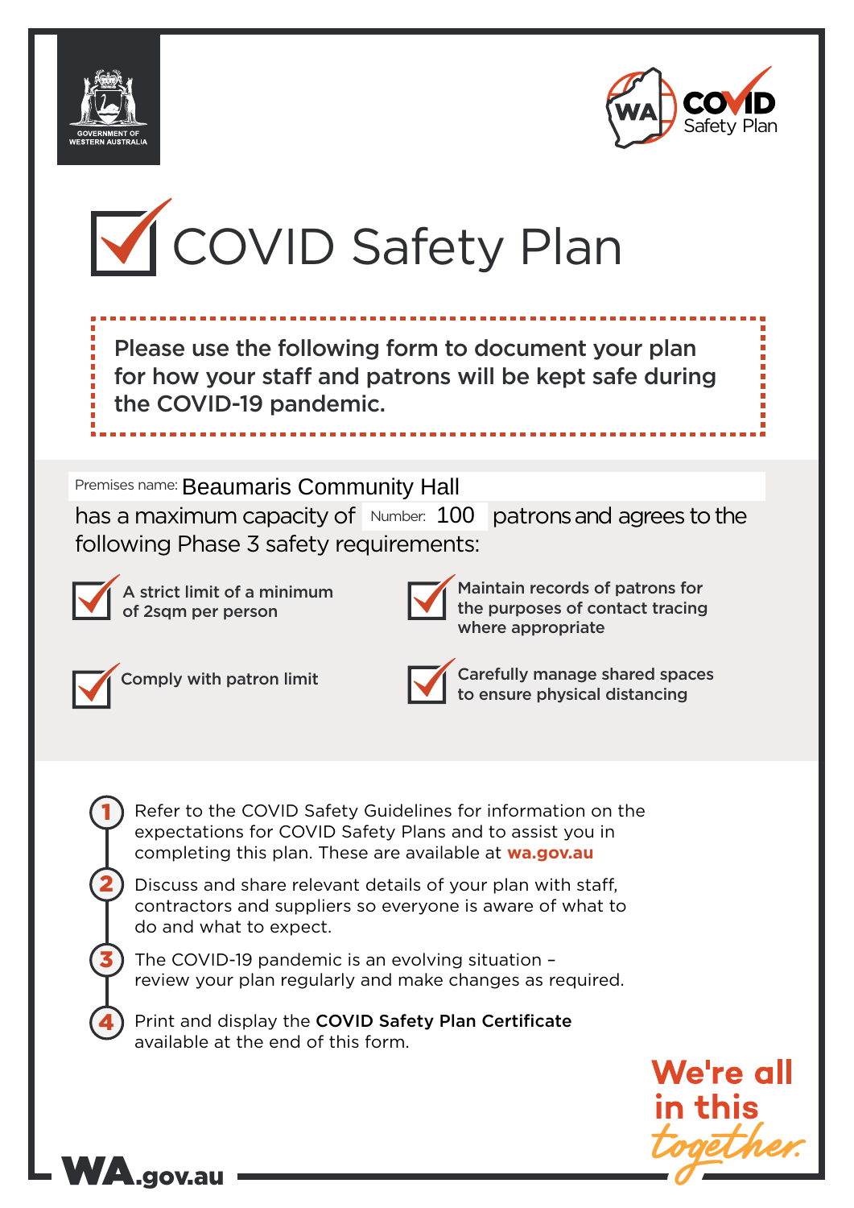GOVERNMENT OF WESTERN AUSTRALIA

WA COVID Safety Plan

# COVID Safety Plan

**Please use the following form to document your plan for how your staff and patrons will be kept safe during the COVID-19 pandemic.**

Premises name: Beaumaris Community Hall

has a maximum capacity of Number: 100 patrons and agrees to the following Phase 3 safety requirements:

- ☑ **A strict limit of a minimum of 2sqm per person**
- ☑ **Maintain records of patrons for the purposes of contact tracing where appropriate**
- ☑ **Comply with patron limit**
- ☑ **Carefully manage shared spaces to ensure physical distancing**

1. Refer to the COVID Safety Guidelines for information on the expectations for COVID Safety Plans and to assist you in completing this plan. These are available at **wa.gov.au**
2. Discuss and share relevant details of your plan with staff, contractors and suppliers so everyone is aware of what to do and what to expect.
3. The COVID-19 pandemic is an evolving situation – review your plan regularly and make changes as required.
4. Print and display the **COVID Safety Plan Certificate** available at the end of this form.

**We're all in this** *together.*

WA.gov.au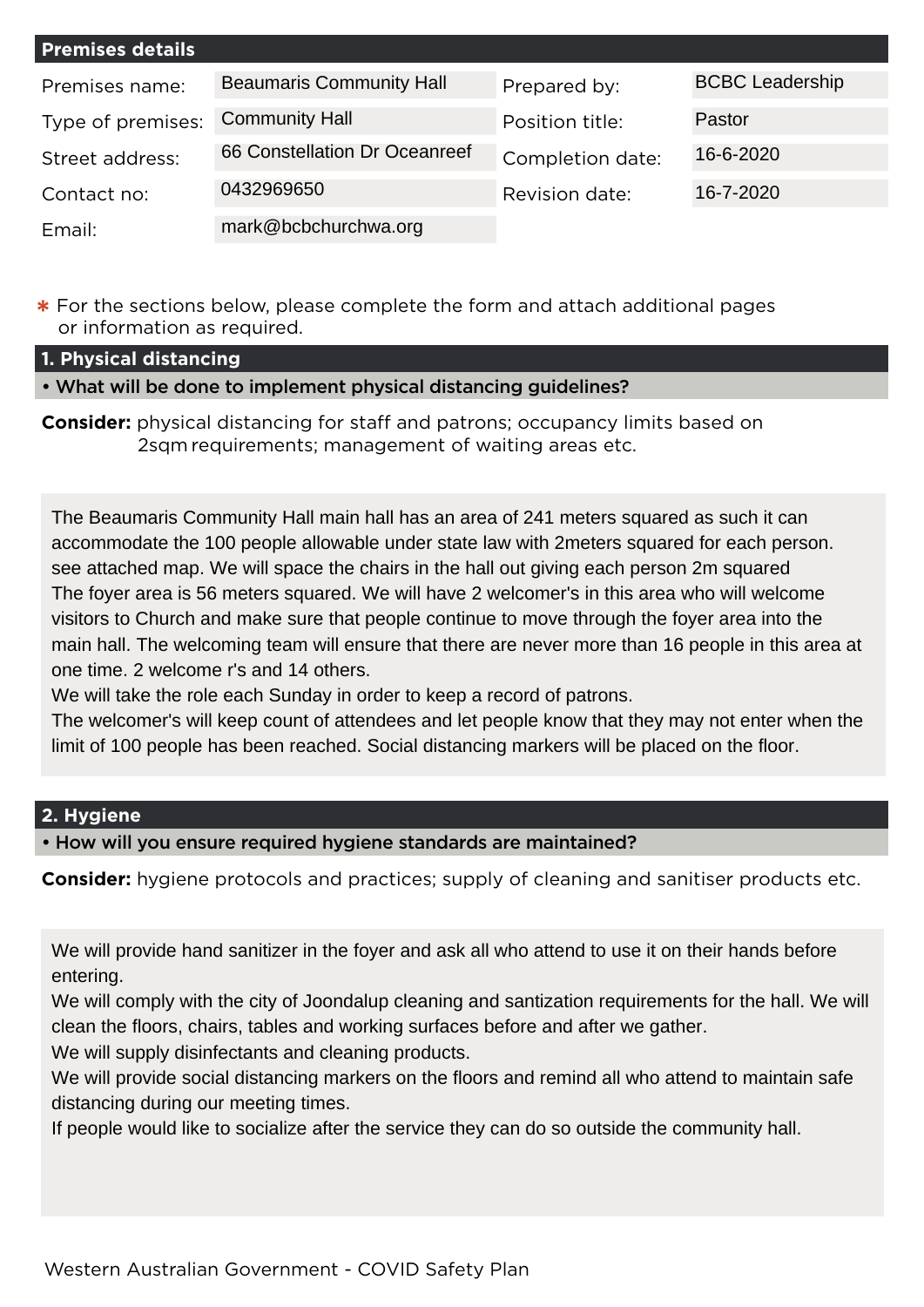## Premises details

| | | | |
|---|---|---|---|
| Premises name: | Beaumaris Community Hall | Prepared by: | BCBC Leadership |
| Type of premises: | Community Hall | Position title: | Pastor |
| Street address: | 66 Constellation Dr Oceanreef | Completion date: | 16-6-2020 |
| Contact no: | 0432969650 | Revision date: | 16-7-2020 |
| Email: | mark@bcbchurchwa.org | | |

* For the sections below, please complete the form and attach additional pages or information as required.

## 1. Physical distancing

**• What will be done to implement physical distancing guidelines?**

**Consider:** physical distancing for staff and patrons; occupancy limits based on 2sqm requirements; management of waiting areas etc.

The Beaumaris Community Hall main hall has an area of 241 meters squared as such it can accommodate the 100 people allowable under state law with 2meters squared for each person. see attached map. We will space the chairs in the hall out giving each person 2m squared
The foyer area is 56 meters squared. We will have 2 welcomer's in this area who will welcome visitors to Church and make sure that people continue to move through the foyer area into the main hall. The welcoming team will ensure that there are never more than 16 people in this area at one time. 2 welcome r's and 14 others.
We will take the role each Sunday in order to keep a record of patrons.
The welcomer's will keep count of attendees and let people know that they may not enter when the limit of 100 people has been reached. Social distancing markers will be placed on the floor.

## 2. Hygiene

**• How will you ensure required hygiene standards are maintained?**

**Consider:** hygiene protocols and practices; supply of cleaning and sanitiser products etc.

We will provide hand sanitizer in the foyer and ask all who attend to use it on their hands before entering.
We will comply with the city of Joondalup cleaning and santization requirements for the hall. We will clean the floors, chairs, tables and working surfaces before and after we gather.
We will supply disinfectants and cleaning products.
We will provide social distancing markers on the floors and remind all who attend to maintain safe distancing during our meeting times.
If people would like to socialize after the service they can do so outside the community hall.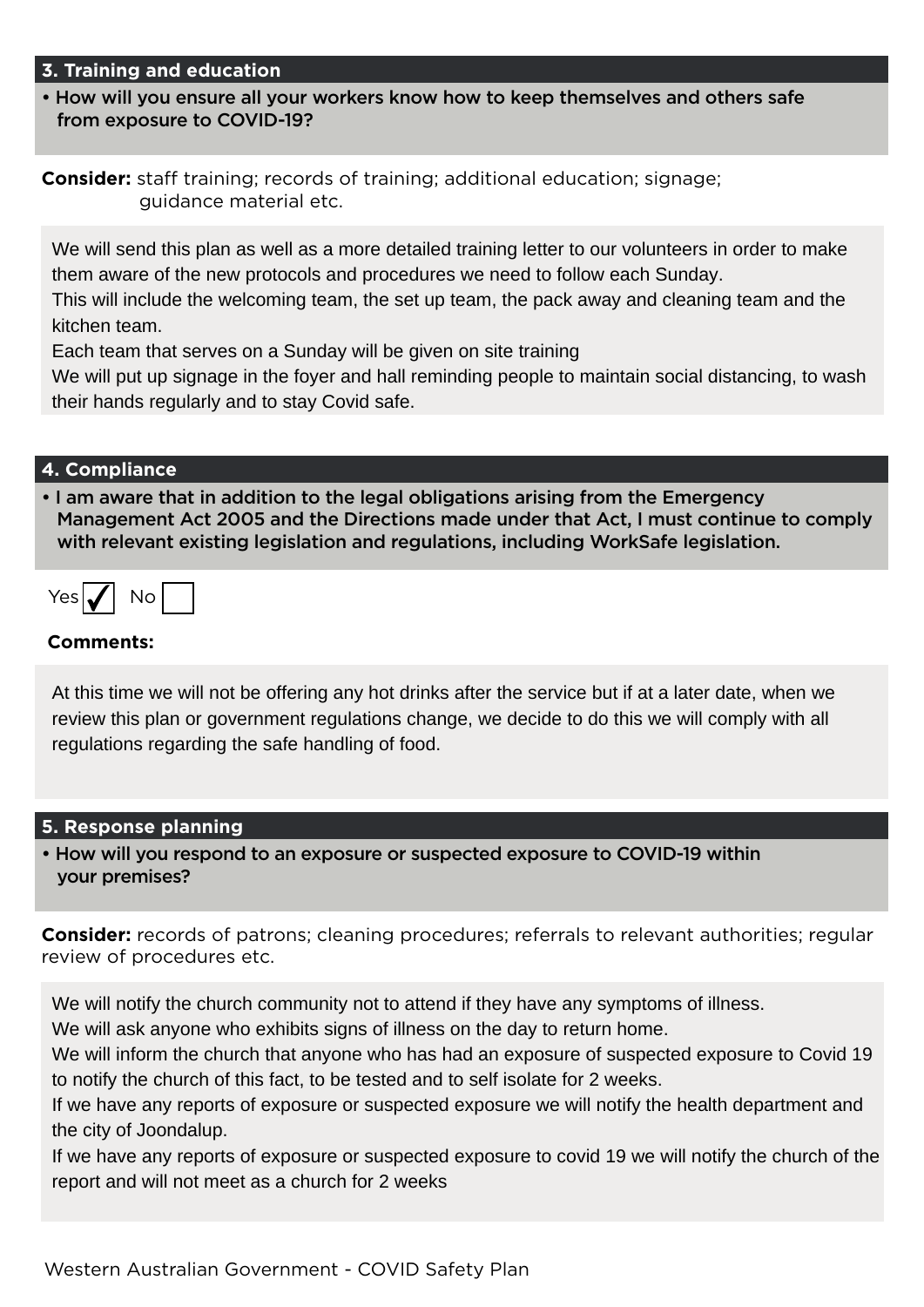## 3. Training and education

- **How will you ensure all your workers know how to keep themselves and others safe from exposure to COVID-19?**

**Consider:** staff training; records of training; additional education; signage; guidance material etc.

We will send this plan as well as a more detailed training letter to our volunteers in order to make them aware of the new protocols and procedures we need to follow each Sunday.
This will include the welcoming team, the set up team, the pack away and cleaning team and the kitchen team.
Each team that serves on a Sunday will be given on site training
We will put up signage in the foyer and hall reminding people to maintain social distancing, to wash their hands regularly and to stay Covid safe.

## 4. Compliance

- **I am aware that in addition to the legal obligations arising from the Emergency Management Act 2005 and the Directions made under that Act, I must continue to comply with relevant existing legislation and regulations, including WorkSafe legislation.**

Yes ☑ No ☐

**Comments:**

At this time we will not be offering any hot drinks after the service but if at a later date, when we review this plan or government regulations change, we decide to do this we will comply with all regulations regarding the safe handling of food.

## 5. Response planning

- **How will you respond to an exposure or suspected exposure to COVID-19 within your premises?**

**Consider:** records of patrons; cleaning procedures; referrals to relevant authorities; regular review of procedures etc.

We will notify the church community not to attend if they have any symptoms of illness.
We will ask anyone who exhibits signs of illness on the day to return home.
We will inform the church that anyone who has had an exposure of suspected exposure to Covid 19 to notify the church of this fact, to be tested and to self isolate for 2 weeks.
If we have any reports of exposure or suspected exposure we will notify the health department and the city of Joondalup.
If we have any reports of exposure or suspected exposure to covid 19 we will notify the church of the report and will not meet as a church for 2 weeks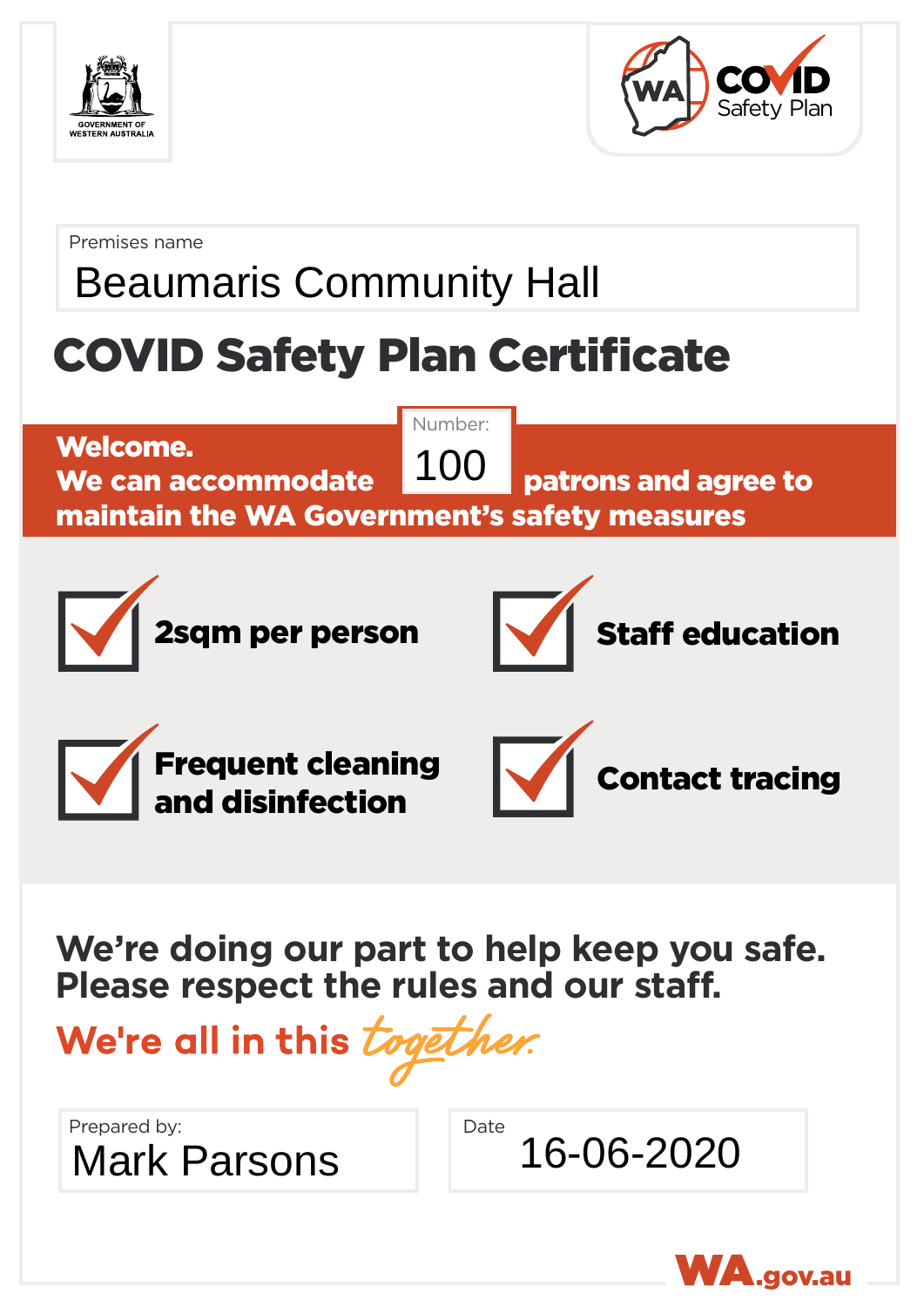GOVERNMENT OF WESTERN AUSTRALIA

WA COVID Safety Plan

Premises name

Beaumaris Community Hall

# COVID Safety Plan Certificate

**Welcome.**
**We can accommodate** Number: 100 **patrons and agree to maintain the WA Government's safety measures**

- **2sqm per person**
- **Staff education**
- **Frequent cleaning and disinfection**
- **Contact tracing**

**We're doing our part to help keep you safe. Please respect the rules and our staff.**

**We're all in this** *together.*

Prepared by: Mark Parsons

Date 16-06-2020

WA.gov.au